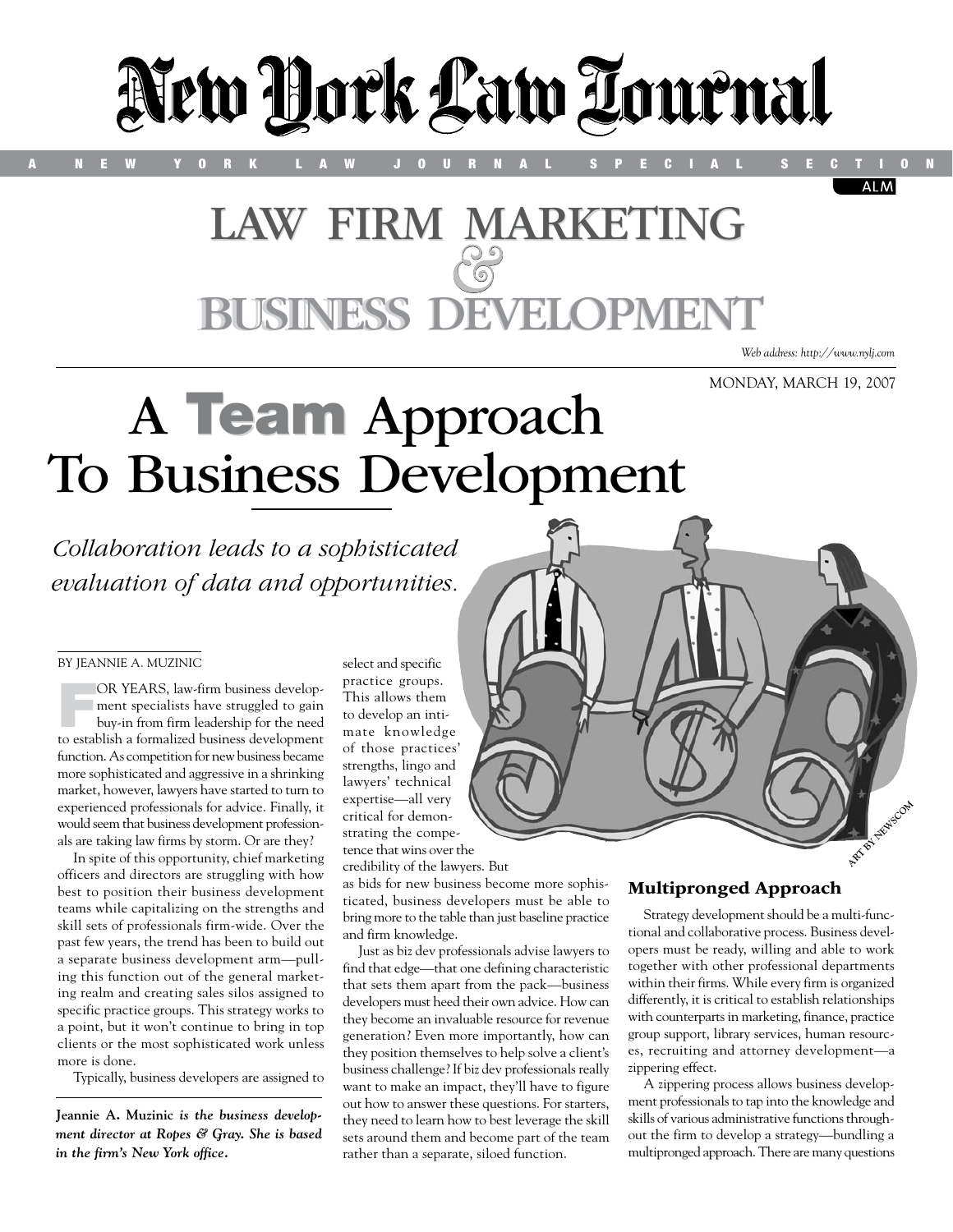# New York Law Journal

A NEW YORK LAW JOURNAL SPECIAL SECTION

ALM

# LAW FIRM MARKETING & BUSINESS DEVELOPMENT

*Web address: http://www.nylj.com*

MONDAY, MARCH 19, 2007

# A Team Approach To Business Development

*Collaboration leads to a sophisticated evaluation of data and opportunities.*

BY JEANNIE A. MUZINIC

FOR YEARS, law-firm business development specialists have struggled to gain buy-in from firm leadership for the need to establish a formalized business development function. As competition for new business became more sophisticated and aggressive in a shrinking market, however, lawyers have started to turn to experienced professionals for advice. Finally, it would seem that business development professionals are taking law firms by storm. Or are they?

In spite of this opportunity, chief marketing officers and directors are struggling with how best to position their business development teams while capitalizing on the strengths and skill sets of professionals firm-wide. Over the past few years, the trend has been to build out a separate business development arm—pulling this function out of the general marketing realm and creating sales silos assigned to specific practice groups. This strategy works to a point, but it won't continue to bring in top clients or the most sophisticated work unless more is done.

Typically, business developers are assigned to select and specific practice groups. This allows them to develop an intimate knowledge of those practices' strengths, lingo and lawyers' technical expertise—all very critical for demonstrating the competence that wins over the credibility of the lawyers. But as bids for new business become more sophisticated, business developers must be able to bring more to the table than just baseline practice and firm knowledge.

Just as biz dev professionals advise lawyers to find that edge—that one defining characteristic that sets them apart from the pack—business developers must heed their own advice. How can they become an invaluable resource for revenue generation? Even more importantly, how can they position themselves to help solve a client's business challenge? If biz dev professionals really want to make an impact, they'll have to figure out how to answer these questions. For starters, they need to learn how to best leverage the skill sets around them and become part of the team rather than a separate, siloed function.

**Jeannie A. Muzinic** ***is the business development director at Ropes & Gray. She is based in the firm's New York office.***

ART BY NEWSCOM

### Multipronged Approach

Strategy development should be a multi-functional and collaborative process. Business developers must be ready, willing and able to work together with other professional departments within their firms. While every firm is organized differently, it is critical to establish relationships with counterparts in marketing, finance, practice group support, library services, human resources, recruiting and attorney development—a zippering effect.

A zippering process allows business development professionals to tap into the knowledge and skills of various administrative functions throughout the firm to develop a strategy—bundling a multipronged approach. There are many questions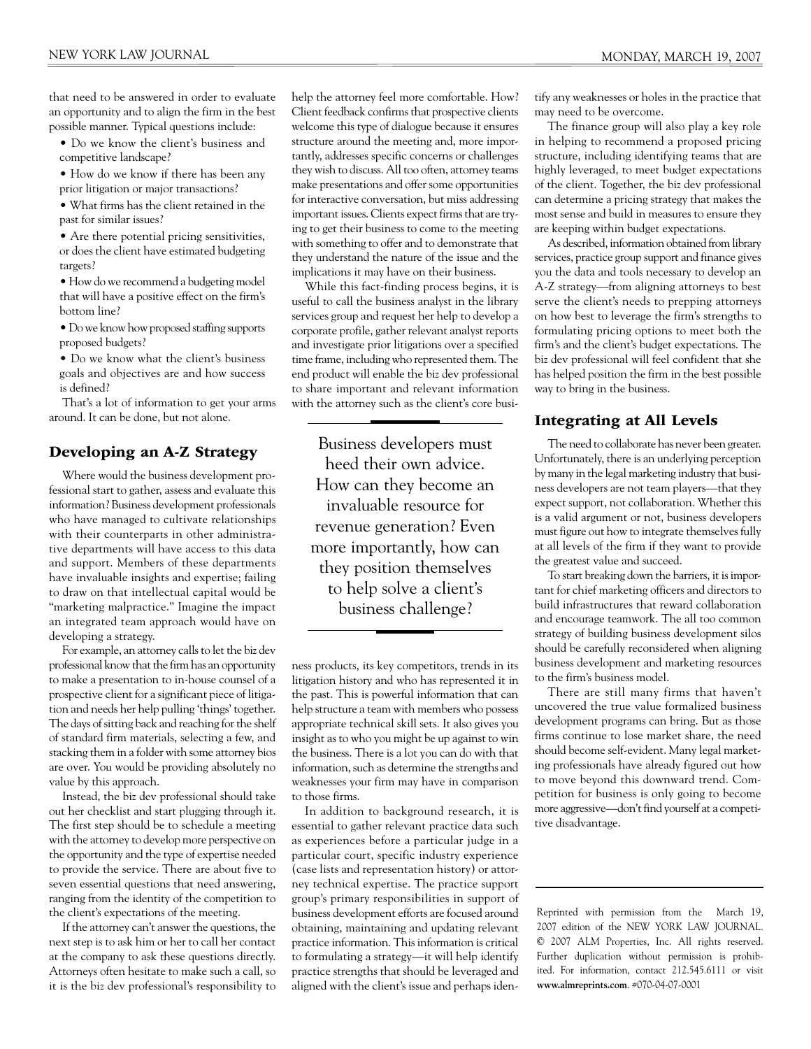that need to be answered in order to evaluate an opportunity and to align the firm in the best possible manner. Typical questions include:

- Do we know the client's business and competitive landscape?
- How do we know if there has been any prior litigation or major transactions?
- What firms has the client retained in the past for similar issues?
- Are there potential pricing sensitivities, or does the client have estimated budgeting targets?
- How do we recommend a budgeting model that will have a positive effect on the firm's bottom line?
- Do we know how proposed staffing supports proposed budgets?
- Do we know what the client's business goals and objectives are and how success is defined?

That's a lot of information to get your arms around. It can be done, but not alone.

## Developing an A-Z Strategy

Where would the business development professional start to gather, assess and evaluate this information? Business development professionals who have managed to cultivate relationships with their counterparts in other administrative departments will have access to this data and support. Members of these departments have invaluable insights and expertise; failing to draw on that intellectual capital would be "marketing malpractice." Imagine the impact an integrated team approach would have on developing a strategy.

For example, an attorney calls to let the biz dev professional know that the firm has an opportunity to make a presentation to in-house counsel of a prospective client for a significant piece of litigation and needs her help pulling 'things' together. The days of sitting back and reaching for the shelf of standard firm materials, selecting a few, and stacking them in a folder with some attorney bios are over. You would be providing absolutely no value by this approach.

Instead, the biz dev professional should take out her checklist and start plugging through it. The first step should be to schedule a meeting with the attorney to develop more perspective on the opportunity and the type of expertise needed to provide the service. There are about five to seven essential questions that need answering, ranging from the identity of the competition to the client's expectations of the meeting.

If the attorney can't answer the questions, the next step is to ask him or her to call her contact at the company to ask these questions directly. Attorneys often hesitate to make such a call, so it is the biz dev professional's responsibility to help the attorney feel more comfortable. How? Client feedback confirms that prospective clients welcome this type of dialogue because it ensures structure around the meeting and, more importantly, addresses specific concerns or challenges they wish to discuss. All too often, attorney teams make presentations and offer some opportunities for interactive conversation, but miss addressing important issues. Clients expect firms that are trying to get their business to come to the meeting with something to offer and to demonstrate that they understand the nature of the issue and the implications it may have on their business.

While this fact-finding process begins, it is useful to call the business analyst in the library services group and request her help to develop a corporate profile, gather relevant analyst reports and investigate prior litigations over a specified time frame, including who represented them. The end product will enable the biz dev professional to share important and relevant information with the attorney such as the client's core business products, its key competitors, trends in its litigation history and who has represented it in the past. This is powerful information that can help structure a team with members who possess appropriate technical skill sets. It also gives you insight as to who you might be up against to win the business. There is a lot you can do with that information, such as determine the strengths and weaknesses your firm may have in comparison to those firms.

> Business developers must heed their own advice. How can they become an invaluable resource for revenue generation? Even more importantly, how can they position themselves to help solve a client's business challenge?

In addition to background research, it is essential to gather relevant practice data such as experiences before a particular judge in a particular court, specific industry experience (case lists and representation history) or attorney technical expertise. The practice support group's primary responsibilities in support of business development efforts are focused around obtaining, maintaining and updating relevant practice information. This information is critical to formulating a strategy—it will help identify practice strengths that should be leveraged and aligned with the client's issue and perhaps identify any weaknesses or holes in the practice that may need to be overcome.

The finance group will also play a key role in helping to recommend a proposed pricing structure, including identifying teams that are highly leveraged, to meet budget expectations of the client. Together, the biz dev professional can determine a pricing strategy that makes the most sense and build in measures to ensure they are keeping within budget expectations.

As described, information obtained from library services, practice group support and finance gives you the data and tools necessary to develop an A-Z strategy—from aligning attorneys to best serve the client's needs to prepping attorneys on how best to leverage the firm's strengths to formulating pricing options to meet both the firm's and the client's budget expectations. The biz dev professional will feel confident that she has helped position the firm in the best possible way to bring in the business.

## Integrating at All Levels

The need to collaborate has never been greater. Unfortunately, there is an underlying perception by many in the legal marketing industry that business developers are not team players—that they expect support, not collaboration. Whether this is a valid argument or not, business developers must figure out how to integrate themselves fully at all levels of the firm if they want to provide the greatest value and succeed.

To start breaking down the barriers, it is important for chief marketing officers and directors to build infrastructures that reward collaboration and encourage teamwork. The all too common strategy of building business development silos should be carefully reconsidered when aligning business development and marketing resources to the firm's business model.

There are still many firms that haven't uncovered the true value formalized business development programs can bring. But as those firms continue to lose market share, the need should become self-evident. Many legal marketing professionals have already figured out how to move beyond this downward trend. Competition for business is only going to become more aggressive—don't find yourself at a competitive disadvantage.

---

Reprinted with permission from the March 19, 2007 edition of the NEW YORK LAW JOURNAL. © 2007 ALM Properties, Inc. All rights reserved. Further duplication without permission is prohibited. For information, contact 212.545.6111 or visit **www.almreprints.com**. #070-04-07-0001